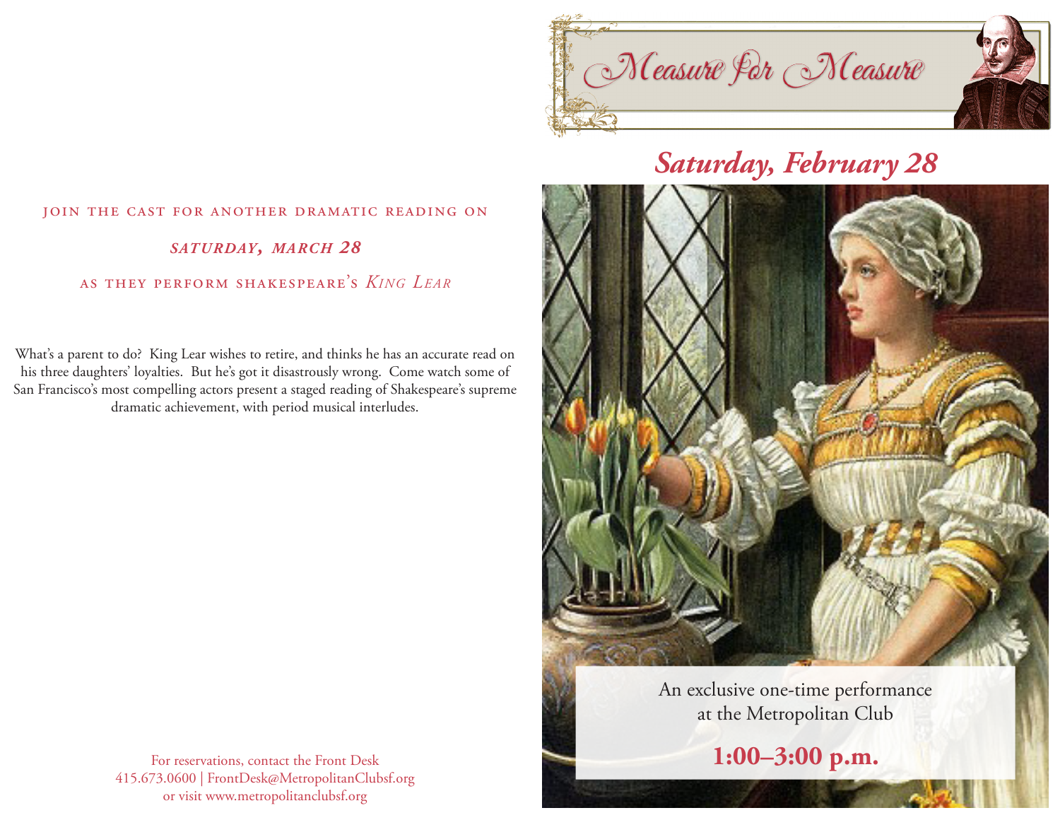# Measure for Measure

## *Saturday, February 28*

An exclusive one-time performance at the Metropolitan Club

**1:00–3:00 p.m.**

JOIN THE CAST FOR ANOTHER DRAMATIC READING ON

***SATURDAY, MARCH 28***

AS THEY PERFORM SHAKESPEARE'S *KING LEAR*

What's a parent to do? King Lear wishes to retire, and thinks he has an accurate read on his three daughters' loyalties. But he's got it disastrously wrong. Come watch some of San Francisco's most compelling actors present a staged reading of Shakespeare's supreme dramatic achievement, with period musical interludes.

For reservations, contact the Front Desk
415.673.0600 | FrontDesk@MetropolitanClubsf.org
or visit www.metropolitanclubsf.org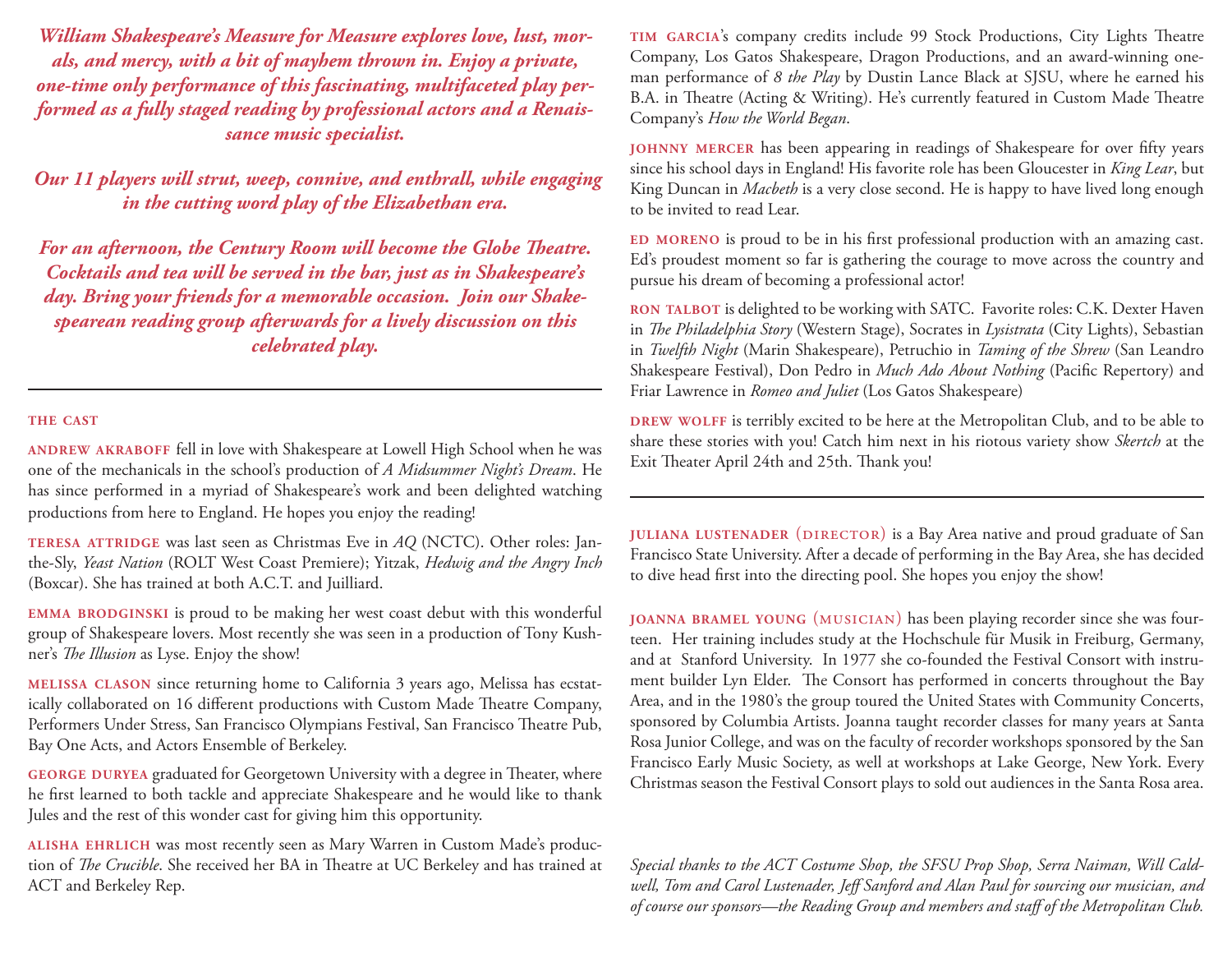***William Shakespeare's Measure for Measure explores love, lust, morals, and mercy, with a bit of mayhem thrown in. Enjoy a private, one-time only performance of this fascinating, multifaceted play performed as a fully staged reading by professional actors and a Renaissance music specialist.***

***Our 11 players will strut, weep, connive, and enthrall, while engaging in the cutting word play of the Elizabethan era.***

***For an afternoon, the Century Room will become the Globe Theatre. Cocktails and tea will be served in the bar, just as in Shakespeare's day. Bring your friends for a memorable occasion. Join our Shakespearean reading group afterwards for a lively discussion on this celebrated play.***

---

## THE CAST

**ANDREW AKRABOFF** fell in love with Shakespeare at Lowell High School when he was one of the mechanicals in the school's production of *A Midsummer Night's Dream*. He has since performed in a myriad of Shakespeare's work and been delighted watching productions from here to England. He hopes you enjoy the reading!

**TERESA ATTRIDGE** was last seen as Christmas Eve in *AQ* (NCTC). Other roles: Janthe-Sly, *Yeast Nation* (ROLT West Coast Premiere); Yitzak, *Hedwig and the Angry Inch* (Boxcar). She has trained at both A.C.T. and Juilliard.

**EMMA BRODGINSKI** is proud to be making her west coast debut with this wonderful group of Shakespeare lovers. Most recently she was seen in a production of Tony Kushner's *The Illusion* as Lyse. Enjoy the show!

**MELISSA CLASON** since returning home to California 3 years ago, Melissa has ecstatically collaborated on 16 different productions with Custom Made Theatre Company, Performers Under Stress, San Francisco Olympians Festival, San Francisco Theatre Pub, Bay One Acts, and Actors Ensemble of Berkeley.

**GEORGE DURYEA** graduated for Georgetown University with a degree in Theater, where he first learned to both tackle and appreciate Shakespeare and he would like to thank Jules and the rest of this wonder cast for giving him this opportunity.

**ALISHA EHRLICH** was most recently seen as Mary Warren in Custom Made's production of *The Crucible*. She received her BA in Theatre at UC Berkeley and has trained at ACT and Berkeley Rep.

**TIM GARCIA**'s company credits include 99 Stock Productions, City Lights Theatre Company, Los Gatos Shakespeare, Dragon Productions, and an award-winning one-man performance of *8 the Play* by Dustin Lance Black at SJSU, where he earned his B.A. in Theatre (Acting & Writing). He's currently featured in Custom Made Theatre Company's *How the World Began*.

**JOHNNY MERCER** has been appearing in readings of Shakespeare for over fifty years since his school days in England! His favorite role has been Gloucester in *King Lear*, but King Duncan in *Macbeth* is a very close second. He is happy to have lived long enough to be invited to read Lear.

**ED MORENO** is proud to be in his first professional production with an amazing cast. Ed's proudest moment so far is gathering the courage to move across the country and pursue his dream of becoming a professional actor!

**RON TALBOT** is delighted to be working with SATC. Favorite roles: C.K. Dexter Haven in *The Philadelphia Story* (Western Stage), Socrates in *Lysistrata* (City Lights), Sebastian in *Twelfth Night* (Marin Shakespeare), Petruchio in *Taming of the Shrew* (San Leandro Shakespeare Festival), Don Pedro in *Much Ado About Nothing* (Pacific Repertory) and Friar Lawrence in *Romeo and Juliet* (Los Gatos Shakespeare)

**DREW WOLFF** is terribly excited to be here at the Metropolitan Club, and to be able to share these stories with you! Catch him next in his riotous variety show *Skertch* at the Exit Theater April 24th and 25th. Thank you!

---

**JULIANA LUSTENADER (DIRECTOR)** is a Bay Area native and proud graduate of San Francisco State University. After a decade of performing in the Bay Area, she has decided to dive head first into the directing pool. She hopes you enjoy the show!

**JOANNA BRAMEL YOUNG (MUSICIAN)** has been playing recorder since she was fourteen. Her training includes study at the Hochschule für Musik in Freiburg, Germany, and at Stanford University. In 1977 she co-founded the Festival Consort with instrument builder Lyn Elder. The Consort has performed in concerts throughout the Bay Area, and in the 1980's the group toured the United States with Community Concerts, sponsored by Columbia Artists. Joanna taught recorder classes for many years at Santa Rosa Junior College, and was on the faculty of recorder workshops sponsored by the San Francisco Early Music Society, as well at workshops at Lake George, New York. Every Christmas season the Festival Consort plays to sold out audiences in the Santa Rosa area.

*Special thanks to the ACT Costume Shop, the SFSU Prop Shop, Serra Naiman, Will Caldwell, Tom and Carol Lustenader, Jeff Sanford and Alan Paul for sourcing our musician, and of course our sponsors—the Reading Group and members and staff of the Metropolitan Club.*